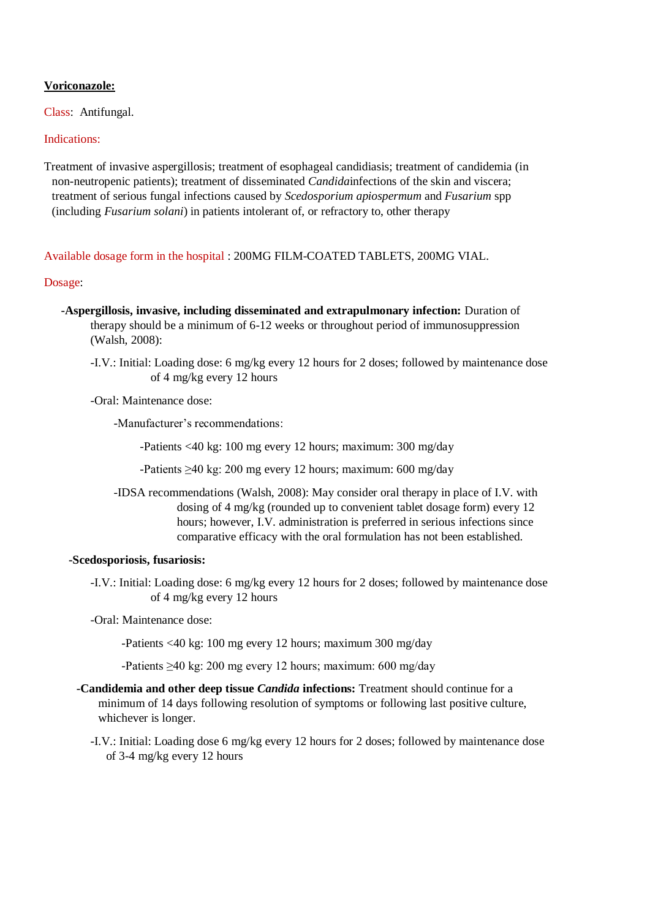**Voriconazole:**

Class: Antifungal.

Indications:

Treatment of invasive aspergillosis; treatment of esophageal candidiasis; treatment of candidemia (in non-neutropenic patients); treatment of disseminated *Candida*infections of the skin and viscera; treatment of serious fungal infections caused by *Scedosporium apiospermum* and *Fusarium* spp (including *Fusarium solani*) in patients intolerant of, or refractory to, other therapy

Available dosage form in the hospital : 200MG FILM-COATED TABLETS, 200MG VIAL.

Dosage:

**-Aspergillosis, invasive, including disseminated and extrapulmonary infection:** Duration of therapy should be a minimum of 6-12 weeks or throughout period of immunosuppression (Walsh, 2008):

-I.V.: Initial: Loading dose: 6 mg/kg every 12 hours for 2 doses; followed by maintenance dose of 4 mg/kg every 12 hours

-Oral: Maintenance dose:

-Manufacturer's recommendations:

-Patients <40 kg: 100 mg every 12 hours; maximum: 300 mg/day

-Patients ≥40 kg: 200 mg every 12 hours; maximum: 600 mg/day

-IDSA recommendations (Walsh, 2008): May consider oral therapy in place of I.V. with dosing of 4 mg/kg (rounded up to convenient tablet dosage form) every 12 hours; however, I.V. administration is preferred in serious infections since comparative efficacy with the oral formulation has not been established.

**-Scedosporiosis, fusariosis:**

-I.V.: Initial: Loading dose: 6 mg/kg every 12 hours for 2 doses; followed by maintenance dose of 4 mg/kg every 12 hours

-Oral: Maintenance dose:

-Patients <40 kg: 100 mg every 12 hours; maximum 300 mg/day

-Patients ≥40 kg: 200 mg every 12 hours; maximum: 600 mg/day

**-Candidemia and other deep tissue *Candida* infections:** Treatment should continue for a minimum of 14 days following resolution of symptoms or following last positive culture, whichever is longer.

-I.V.: Initial: Loading dose 6 mg/kg every 12 hours for 2 doses; followed by maintenance dose of 3-4 mg/kg every 12 hours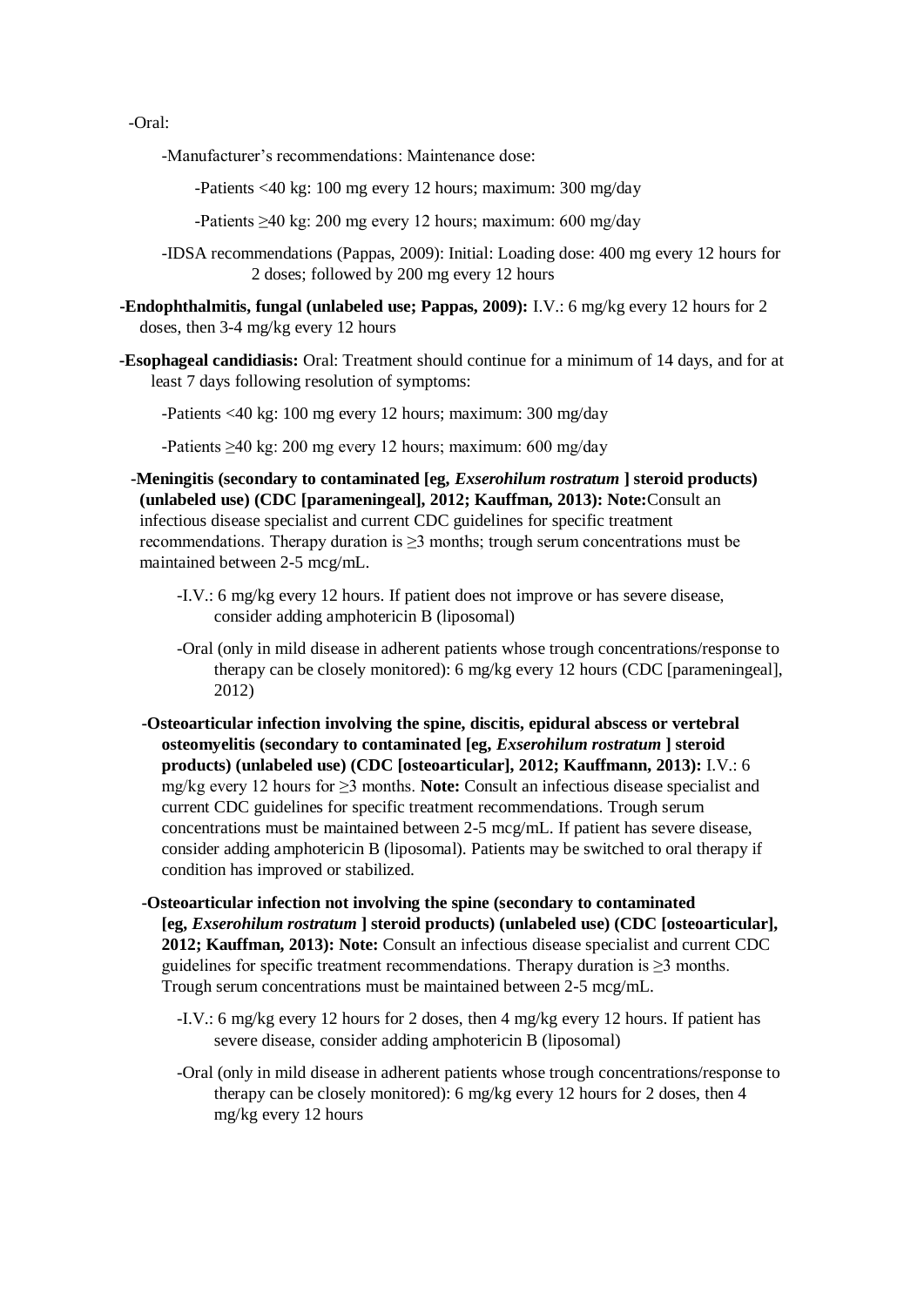- Oral:

  - Manufacturer's recommendations: Maintenance dose:

    - Patients <40 kg: 100 mg every 12 hours; maximum: 300 mg/day

    - Patients ≥40 kg: 200 mg every 12 hours; maximum: 600 mg/day

  - IDSA recommendations (Pappas, 2009): Initial: Loading dose: 400 mg every 12 hours for 2 doses; followed by 200 mg every 12 hours

- **Endophthalmitis, fungal (unlabeled use; Pappas, 2009):** I.V.: 6 mg/kg every 12 hours for 2 doses, then 3-4 mg/kg every 12 hours

- **Esophageal candidiasis:** Oral: Treatment should continue for a minimum of 14 days, and for at least 7 days following resolution of symptoms:

  - Patients <40 kg: 100 mg every 12 hours; maximum: 300 mg/day

  - Patients ≥40 kg: 200 mg every 12 hours; maximum: 600 mg/day

- **Meningitis (secondary to contaminated [eg, *Exserohilum rostratum* ] steroid products) (unlabeled use) (CDC [parameningeal], 2012; Kauffman, 2013): Note:** Consult an infectious disease specialist and current CDC guidelines for specific treatment recommendations. Therapy duration is ≥3 months; trough serum concentrations must be maintained between 2-5 mcg/mL.

  - I.V.: 6 mg/kg every 12 hours. If patient does not improve or has severe disease, consider adding amphotericin B (liposomal)

  - Oral (only in mild disease in adherent patients whose trough concentrations/response to therapy can be closely monitored): 6 mg/kg every 12 hours (CDC [parameningeal], 2012)

- **Osteoarticular infection involving the spine, discitis, epidural abscess or vertebral osteomyelitis (secondary to contaminated [eg, *Exserohilum rostratum* ] steroid products) (unlabeled use) (CDC [osteoarticular], 2012; Kauffmann, 2013):** I.V.: 6 mg/kg every 12 hours for ≥3 months. **Note:** Consult an infectious disease specialist and current CDC guidelines for specific treatment recommendations. Trough serum concentrations must be maintained between 2-5 mcg/mL. If patient has severe disease, consider adding amphotericin B (liposomal). Patients may be switched to oral therapy if condition has improved or stabilized.

- **Osteoarticular infection not involving the spine (secondary to contaminated [eg, *Exserohilum rostratum* ] steroid products) (unlabeled use) (CDC [osteoarticular], 2012; Kauffman, 2013): Note:** Consult an infectious disease specialist and current CDC guidelines for specific treatment recommendations. Therapy duration is ≥3 months. Trough serum concentrations must be maintained between 2-5 mcg/mL.

  - I.V.: 6 mg/kg every 12 hours for 2 doses, then 4 mg/kg every 12 hours. If patient has severe disease, consider adding amphotericin B (liposomal)

  - Oral (only in mild disease in adherent patients whose trough concentrations/response to therapy can be closely monitored): 6 mg/kg every 12 hours for 2 doses, then 4 mg/kg every 12 hours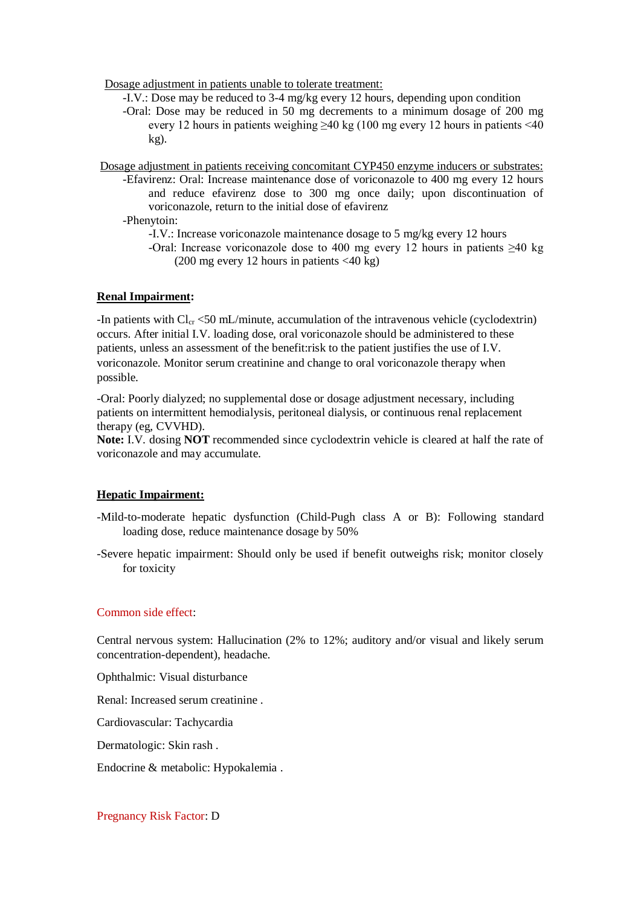Dosage adjustment in patients unable to tolerate treatment:

- -I.V.: Dose may be reduced to 3-4 mg/kg every 12 hours, depending upon condition
- -Oral: Dose may be reduced in 50 mg decrements to a minimum dosage of 200 mg every 12 hours in patients weighing ≥40 kg (100 mg every 12 hours in patients <40 kg).

Dosage adjustment in patients receiving concomitant CYP450 enzyme inducers or substrates:

- -Efavirenz: Oral: Increase maintenance dose of voriconazole to 400 mg every 12 hours and reduce efavirenz dose to 300 mg once daily; upon discontinuation of voriconazole, return to the initial dose of efavirenz
- -Phenytoin:
  - -I.V.: Increase voriconazole maintenance dosage to 5 mg/kg every 12 hours
  - -Oral: Increase voriconazole dose to 400 mg every 12 hours in patients ≥40 kg (200 mg every 12 hours in patients <40 kg)

## Renal Impairment:

-In patients with $Cl_{cr}$ <50 mL/minute, accumulation of the intravenous vehicle (cyclodextrin) occurs. After initial I.V. loading dose, oral voriconazole should be administered to these patients, unless an assessment of the benefit:risk to the patient justifies the use of I.V. voriconazole. Monitor serum creatinine and change to oral voriconazole therapy when possible.

-Oral: Poorly dialyzed; no supplemental dose or dosage adjustment necessary, including patients on intermittent hemodialysis, peritoneal dialysis, or continuous renal replacement therapy (eg, CVVHD).
**Note:** I.V. dosing **NOT** recommended since cyclodextrin vehicle is cleared at half the rate of voriconazole and may accumulate.

## Hepatic Impairment:

-Mild-to-moderate hepatic dysfunction (Child-Pugh class A or B): Following standard loading dose, reduce maintenance dosage by 50%

-Severe hepatic impairment: Should only be used if benefit outweighs risk; monitor closely for toxicity

## Common side effect:

Central nervous system: Hallucination (2% to 12%; auditory and/or visual and likely serum concentration-dependent), headache.

Ophthalmic: Visual disturbance

Renal: Increased serum creatinine .

Cardiovascular: Tachycardia

Dermatologic: Skin rash .

Endocrine & metabolic: Hypokalemia .

Pregnancy Risk Factor: D